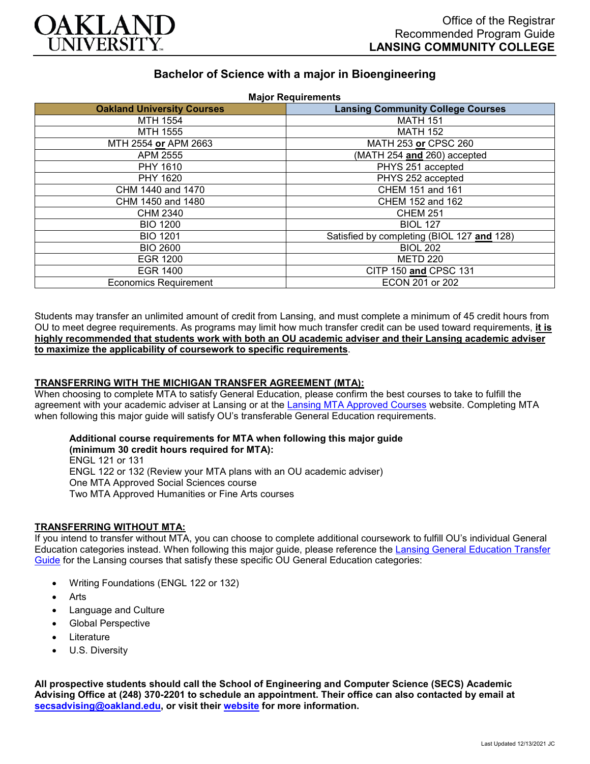OAKLAND UNIVERSITY

Office of the Registrar
Recommended Program Guide
**LANSING COMMUNITY COLLEGE**

# Bachelor of Science with a major in Bioengineering

**Major Requirements**

| Oakland University Courses | Lansing Community College Courses |
|---|---|
| MTH 1554 | MATH 151 |
| MTH 1555 | MATH 152 |
| MTH 2554 **or** APM 2663 | MATH 253 **or** CPSC 260 |
| APM 2555 | (MATH 254 **and** 260) accepted |
| PHY 1610 | PHYS 251 accepted |
| PHY 1620 | PHYS 252 accepted |
| CHM 1440 and 1470 | CHEM 151 and 161 |
| CHM 1450 and 1480 | CHEM 152 and 162 |
| CHM 2340 | CHEM 251 |
| BIO 1200 | BIOL 127 |
| BIO 1201 | Satisfied by completing (BIOL 127 **and** 128) |
| BIO 2600 | BIOL 202 |
| EGR 1200 | METD 220 |
| EGR 1400 | CITP 150 **and** CPSC 131 |
| Economics Requirement | ECON 201 or 202 |

Students may transfer an unlimited amount of credit from Lansing, and must complete a minimum of 45 credit hours from OU to meet degree requirements. As programs may limit how much transfer credit can be used toward requirements, **it is highly recommended that students work with both an OU academic adviser and their Lansing academic adviser to maximize the applicability of coursework to specific requirements**.

## TRANSFERRING WITH THE MICHIGAN TRANSFER AGREEMENT (MTA):

When choosing to complete MTA to satisfy General Education, please confirm the best courses to take to fulfill the agreement with your academic adviser at Lansing or at the Lansing MTA Approved Courses website. Completing MTA when following this major guide will satisfy OU's transferable General Education requirements.

**Additional course requirements for MTA when following this major guide (minimum 30 credit hours required for MTA):**
ENGL 121 or 131
ENGL 122 or 132 (Review your MTA plans with an OU academic adviser)
One MTA Approved Social Sciences course
Two MTA Approved Humanities or Fine Arts courses

## TRANSFERRING WITHOUT MTA:

If you intend to transfer without MTA, you can choose to complete additional coursework to fulfill OU's individual General Education categories instead. When following this major guide, please reference the Lansing General Education Transfer Guide for the Lansing courses that satisfy these specific OU General Education categories:

- Writing Foundations (ENGL 122 or 132)
- Arts
- Language and Culture
- Global Perspective
- Literature
- U.S. Diversity

**All prospective students should call the School of Engineering and Computer Science (SECS) Academic Advising Office at (248) 370-2201 to schedule an appointment. Their office can also contacted by email at secsadvising@oakland.edu, or visit their website for more information.**

Last Updated 12/13/2021 JC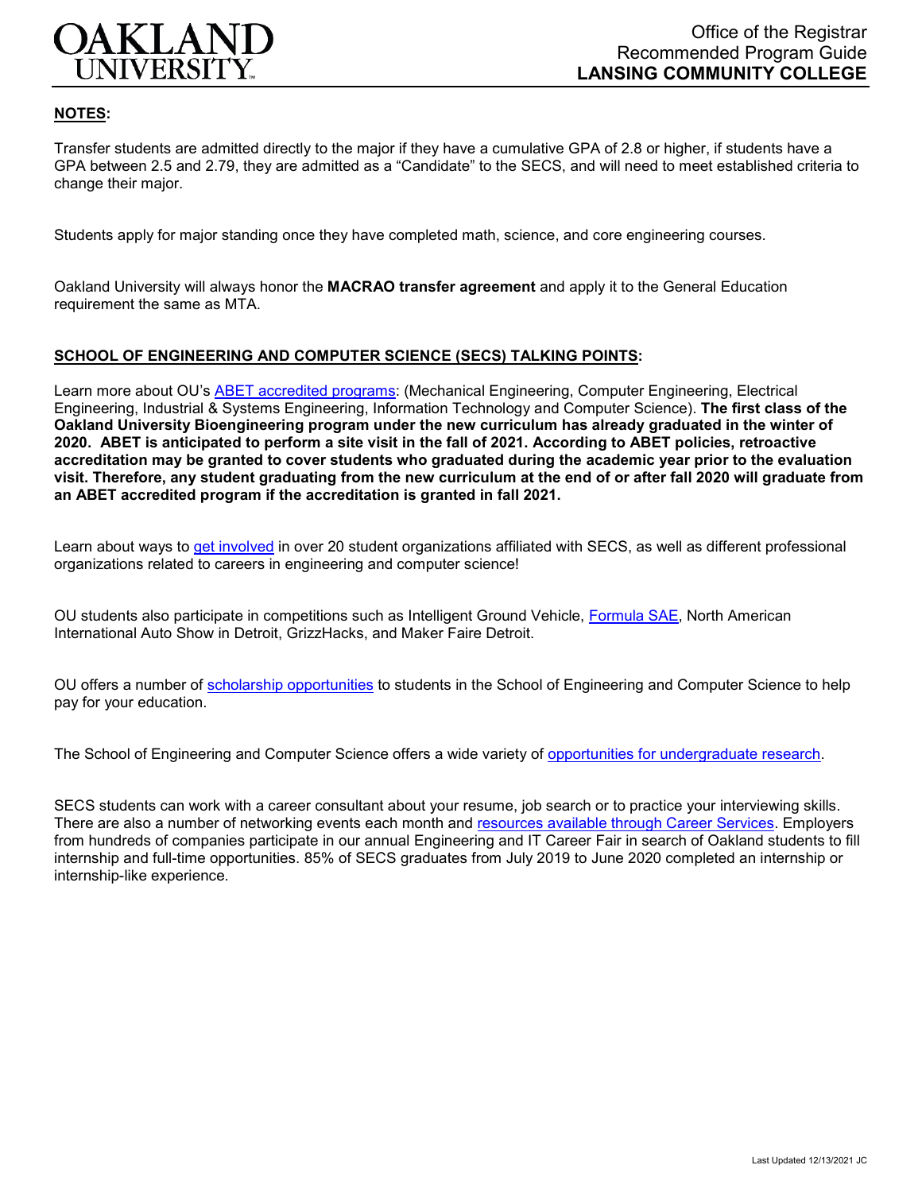**NOTES:**

Transfer students are admitted directly to the major if they have a cumulative GPA of 2.8 or higher, if students have a GPA between 2.5 and 2.79, they are admitted as a "Candidate" to the SECS, and will need to meet established criteria to change their major.

Students apply for major standing once they have completed math, science, and core engineering courses.

Oakland University will always honor the **MACRAO transfer agreement** and apply it to the General Education requirement the same as MTA.

**SCHOOL OF ENGINEERING AND COMPUTER SCIENCE (SECS) TALKING POINTS:**

Learn more about OU's ABET accredited programs: (Mechanical Engineering, Computer Engineering, Electrical Engineering, Industrial & Systems Engineering, Information Technology and Computer Science). **The first class of the Oakland University Bioengineering program under the new curriculum has already graduated in the winter of 2020. ABET is anticipated to perform a site visit in the fall of 2021. According to ABET policies, retroactive accreditation may be granted to cover students who graduated during the academic year prior to the evaluation visit. Therefore, any student graduating from the new curriculum at the end of or after fall 2020 will graduate from an ABET accredited program if the accreditation is granted in fall 2021.**

Learn about ways to get involved in over 20 student organizations affiliated with SECS, as well as different professional organizations related to careers in engineering and computer science!

OU students also participate in competitions such as Intelligent Ground Vehicle, Formula SAE, North American International Auto Show in Detroit, GrizzHacks, and Maker Faire Detroit.

OU offers a number of scholarship opportunities to students in the School of Engineering and Computer Science to help pay for your education.

The School of Engineering and Computer Science offers a wide variety of opportunities for undergraduate research.

SECS students can work with a career consultant about your resume, job search or to practice your interviewing skills. There are also a number of networking events each month and resources available through Career Services. Employers from hundreds of companies participate in our annual Engineering and IT Career Fair in search of Oakland students to fill internship and full-time opportunities. 85% of SECS graduates from July 2019 to June 2020 completed an internship or internship-like experience.

Last Updated 12/13/2021 JC